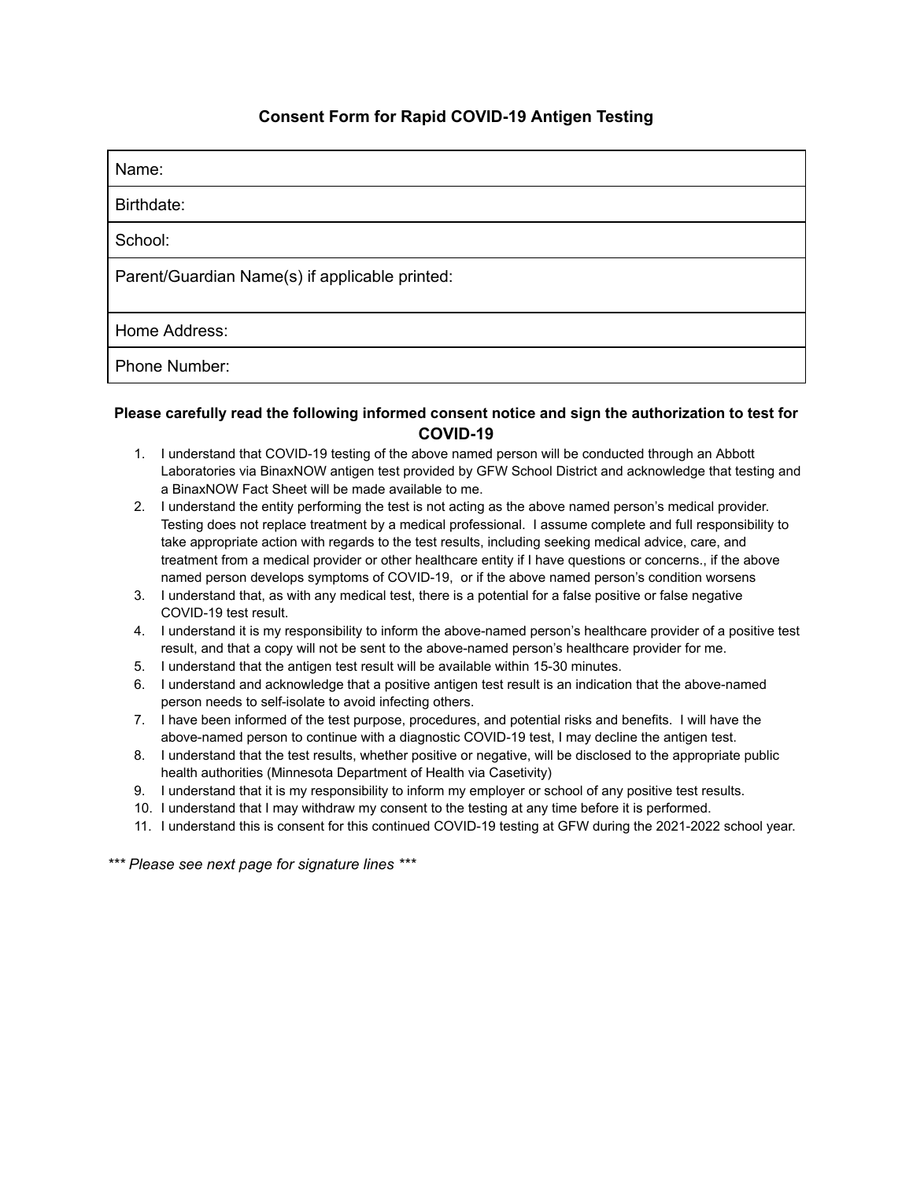# Consent Form for Rapid COVID-19 Antigen Testing

| Name: |
|---|
| Birthdate: |
| School: |
| Parent/Guardian Name(s) if applicable printed: |
| Home Address: |
| Phone Number: |

**Please carefully read the following informed consent notice and sign the authorization to test for COVID-19**

1. I understand that COVID-19 testing of the above named person will be conducted through an Abbott Laboratories via BinaxNOW antigen test provided by GFW School District and acknowledge that testing and a BinaxNOW Fact Sheet will be made available to me.
2. I understand the entity performing the test is not acting as the above named person's medical provider. Testing does not replace treatment by a medical professional. I assume complete and full responsibility to take appropriate action with regards to the test results, including seeking medical advice, care, and treatment from a medical provider or other healthcare entity if I have questions or concerns., if the above named person develops symptoms of COVID-19, or if the above named person's condition worsens
3. I understand that, as with any medical test, there is a potential for a false positive or false negative COVID-19 test result.
4. I understand it is my responsibility to inform the above-named person's healthcare provider of a positive test result, and that a copy will not be sent to the above-named person's healthcare provider for me.
5. I understand that the antigen test result will be available within 15-30 minutes.
6. I understand and acknowledge that a positive antigen test result is an indication that the above-named person needs to self-isolate to avoid infecting others.
7. I have been informed of the test purpose, procedures, and potential risks and benefits. I will have the above-named person to continue with a diagnostic COVID-19 test, I may decline the antigen test.
8. I understand that the test results, whether positive or negative, will be disclosed to the appropriate public health authorities (Minnesota Department of Health via Casetivity)
9. I understand that it is my responsibility to inform my employer or school of any positive test results.
10. I understand that I may withdraw my consent to the testing at any time before it is performed.
11. I understand this is consent for this continued COVID-19 testing at GFW during the 2021-2022 school year.

*\*\*\* Please see next page for signature lines \*\*\**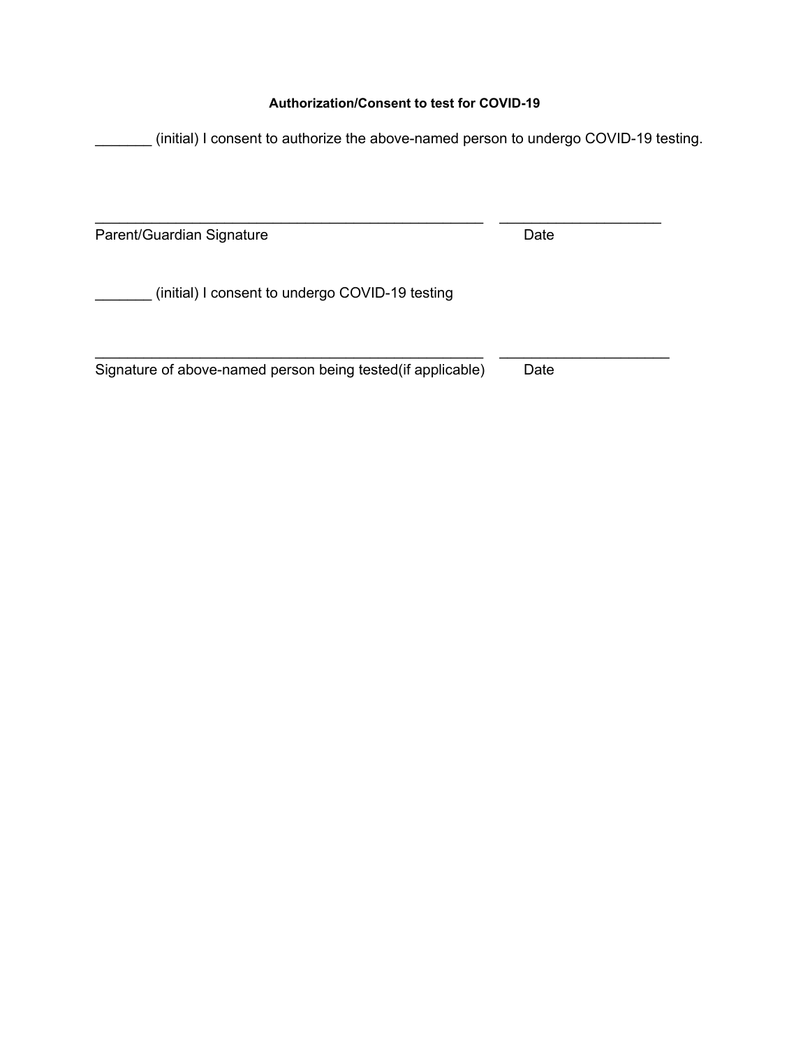**Authorization/Consent to test for COVID-19**

_______ (initial) I consent to authorize the above-named person to undergo COVID-19 testing.

_________________________________________________ ____________________

Parent/Guardian Signature Date

_______ (initial) I consent to undergo COVID-19 testing

_________________________________________________ _____________________

Signature of above-named person being tested(if applicable) Date